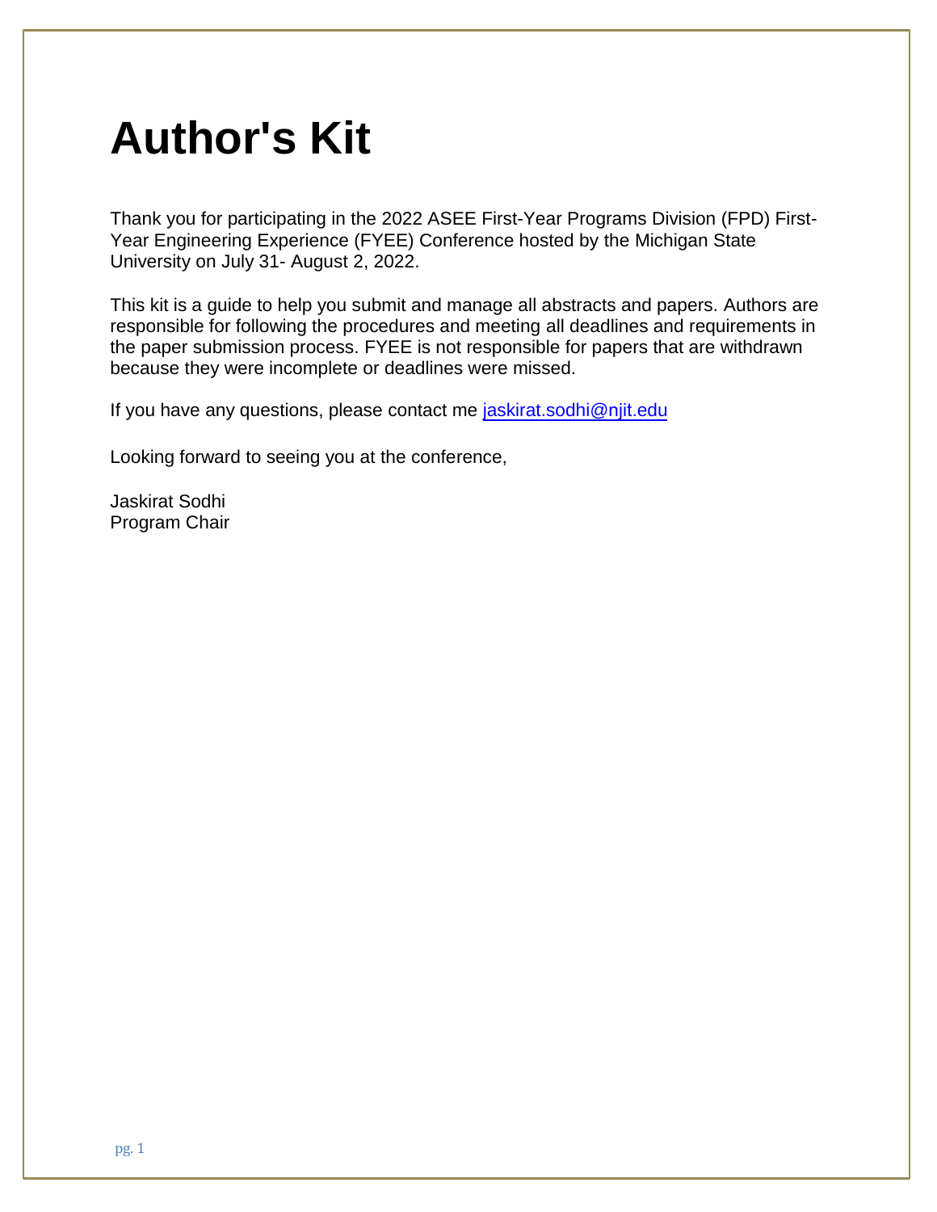# Author's Kit

Thank you for participating in the 2022 ASEE First-Year Programs Division (FPD) First-Year Engineering Experience (FYEE) Conference hosted by the Michigan State University on July 31- August 2, 2022.

This kit is a guide to help you submit and manage all abstracts and papers. Authors are responsible for following the procedures and meeting all deadlines and requirements in the paper submission process. FYEE is not responsible for papers that are withdrawn because they were incomplete or deadlines were missed.

If you have any questions, please contact me [jaskirat.sodhi@njit.edu](mailto:jaskirat.sodhi@njit.edu)

Looking forward to seeing you at the conference,

Jaskirat Sodhi
Program Chair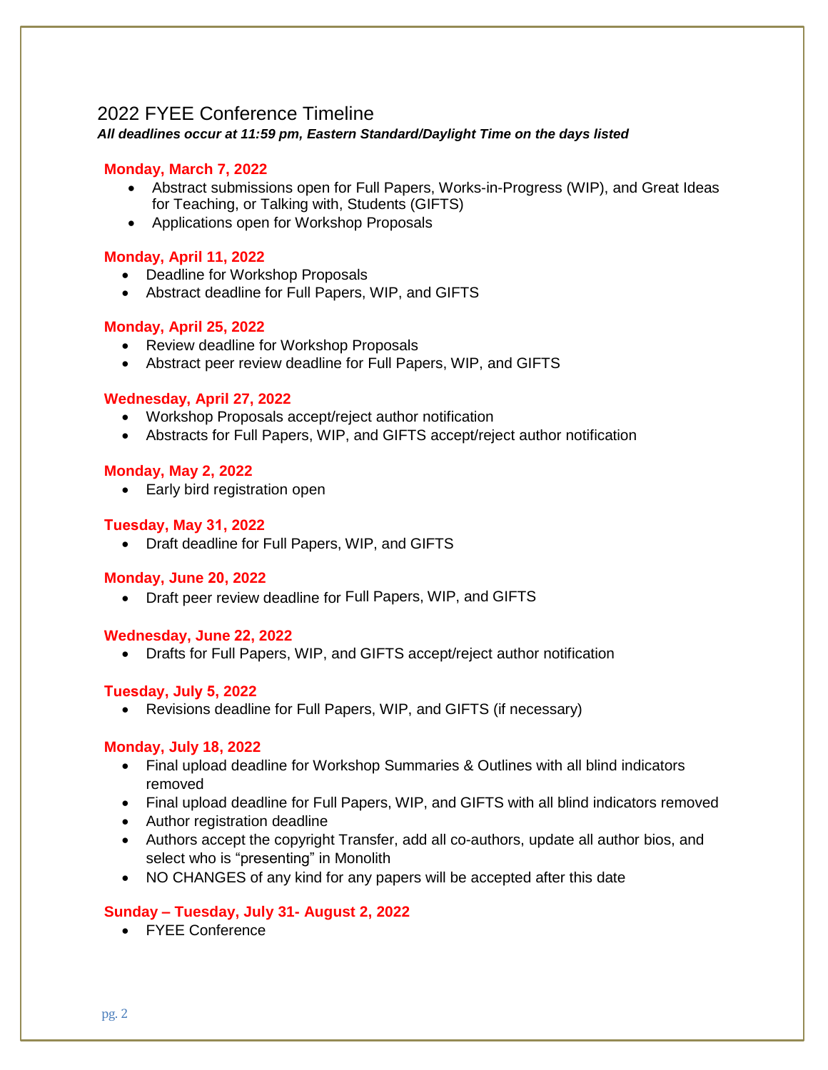## 2022 FYEE Conference Timeline

***All deadlines occur at 11:59 pm, Eastern Standard/Daylight Time on the days listed***

**Monday, March 7, 2022**

- Abstract submissions open for Full Papers, Works-in-Progress (WIP), and Great Ideas for Teaching, or Talking with, Students (GIFTS)
- Applications open for Workshop Proposals

**Monday, April 11, 2022**

- Deadline for Workshop Proposals
- Abstract deadline for Full Papers, WIP, and GIFTS

**Monday, April 25, 2022**

- Review deadline for Workshop Proposals
- Abstract peer review deadline for Full Papers, WIP, and GIFTS

**Wednesday, April 27, 2022**

- Workshop Proposals accept/reject author notification
- Abstracts for Full Papers, WIP, and GIFTS accept/reject author notification

**Monday, May 2, 2022**

- Early bird registration open

**Tuesday, May 31, 2022**

- Draft deadline for Full Papers, WIP, and GIFTS

**Monday, June 20, 2022**

- Draft peer review deadline for Full Papers, WIP, and GIFTS

**Wednesday, June 22, 2022**

- Drafts for Full Papers, WIP, and GIFTS accept/reject author notification

**Tuesday, July 5, 2022**

- Revisions deadline for Full Papers, WIP, and GIFTS (if necessary)

**Monday, July 18, 2022**

- Final upload deadline for Workshop Summaries & Outlines with all blind indicators removed
- Final upload deadline for Full Papers, WIP, and GIFTS with all blind indicators removed
- Author registration deadline
- Authors accept the copyright Transfer, add all co-authors, update all author bios, and select who is "presenting" in Monolith
- NO CHANGES of any kind for any papers will be accepted after this date

**Sunday – Tuesday, July 31- August 2, 2022**

- FYEE Conference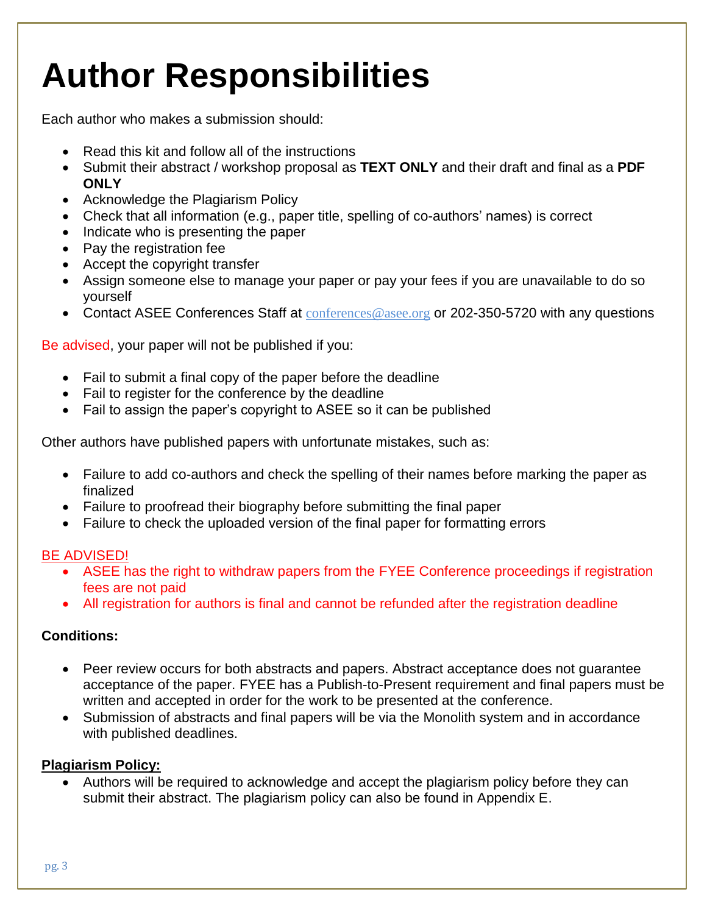# Author Responsibilities

Each author who makes a submission should:

- Read this kit and follow all of the instructions
- Submit their abstract / workshop proposal as **TEXT ONLY** and their draft and final as a **PDF ONLY**
- Acknowledge the Plagiarism Policy
- Check that all information (e.g., paper title, spelling of co-authors' names) is correct
- Indicate who is presenting the paper
- Pay the registration fee
- Accept the copyright transfer
- Assign someone else to manage your paper or pay your fees if you are unavailable to do so yourself
- Contact ASEE Conferences Staff at conferences@asee.org or 202-350-5720 with any questions

Be advised, your paper will not be published if you:

- Fail to submit a final copy of the paper before the deadline
- Fail to register for the conference by the deadline
- Fail to assign the paper's copyright to ASEE so it can be published

Other authors have published papers with unfortunate mistakes, such as:

- Failure to add co-authors and check the spelling of their names before marking the paper as finalized
- Failure to proofread their biography before submitting the final paper
- Failure to check the uploaded version of the final paper for formatting errors

BE ADVISED!

- ASEE has the right to withdraw papers from the FYEE Conference proceedings if registration fees are not paid
- All registration for authors is final and cannot be refunded after the registration deadline

**Conditions:**

- Peer review occurs for both abstracts and papers. Abstract acceptance does not guarantee acceptance of the paper. FYEE has a Publish-to-Present requirement and final papers must be written and accepted in order for the work to be presented at the conference.
- Submission of abstracts and final papers will be via the Monolith system and in accordance with published deadlines.

**Plagiarism Policy:**

- Authors will be required to acknowledge and accept the plagiarism policy before they can submit their abstract. The plagiarism policy can also be found in Appendix E.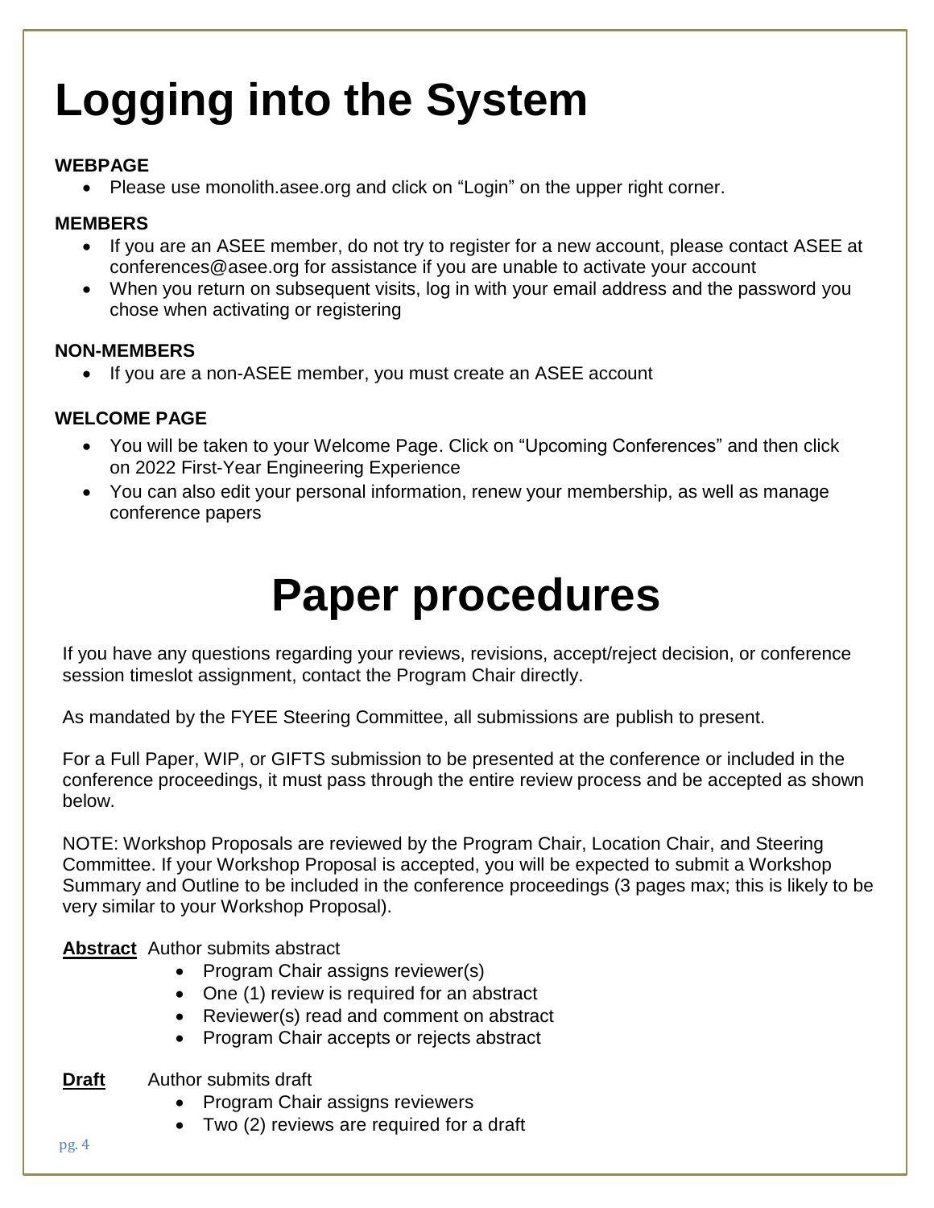# Logging into the System

**WEBPAGE**

- Please use monolith.asee.org and click on "Login" on the upper right corner.

**MEMBERS**

- If you are an ASEE member, do not try to register for a new account, please contact ASEE at conferences@asee.org for assistance if you are unable to activate your account
- When you return on subsequent visits, log in with your email address and the password you chose when activating or registering

**NON-MEMBERS**

- If you are a non-ASEE member, you must create an ASEE account

**WELCOME PAGE**

- You will be taken to your Welcome Page. Click on "Upcoming Conferences" and then click on 2022 First-Year Engineering Experience
- You can also edit your personal information, renew your membership, as well as manage conference papers

# Paper procedures

If you have any questions regarding your reviews, revisions, accept/reject decision, or conference session timeslot assignment, contact the Program Chair directly.

As mandated by the FYEE Steering Committee, all submissions are publish to present.

For a Full Paper, WIP, or GIFTS submission to be presented at the conference or included in the conference proceedings, it must pass through the entire review process and be accepted as shown below.

NOTE: Workshop Proposals are reviewed by the Program Chair, Location Chair, and Steering Committee. If your Workshop Proposal is accepted, you will be expected to submit a Workshop Summary and Outline to be included in the conference proceedings (3 pages max; this is likely to be very similar to your Workshop Proposal).

**Abstract** Author submits abstract

- Program Chair assigns reviewer(s)
- One (1) review is required for an abstract
- Reviewer(s) read and comment on abstract
- Program Chair accepts or rejects abstract

**Draft** Author submits draft

- Program Chair assigns reviewers
- Two (2) reviews are required for a draft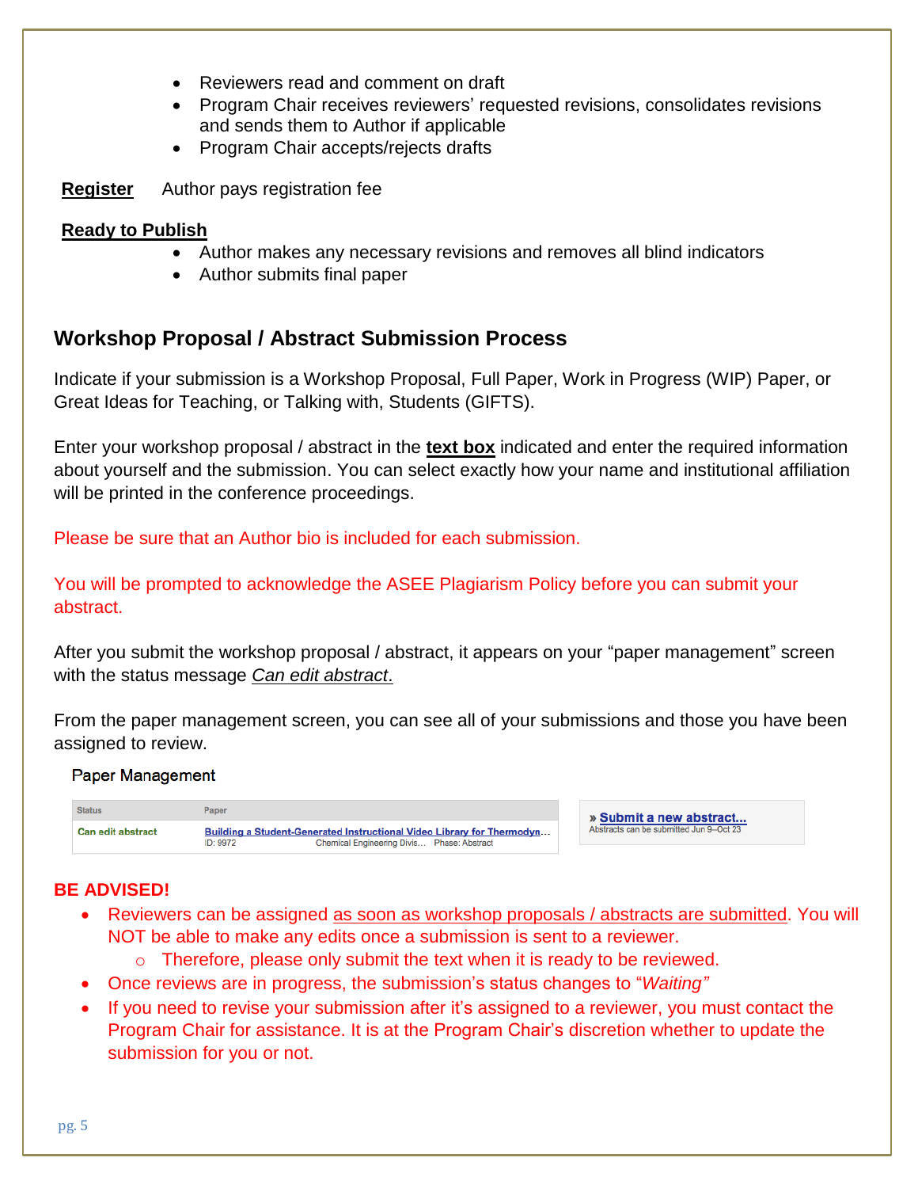- Reviewers read and comment on draft
- Program Chair receives reviewers' requested revisions, consolidates revisions and sends them to Author if applicable
- Program Chair accepts/rejects drafts

**Register** Author pays registration fee

**Ready to Publish**

- Author makes any necessary revisions and removes all blind indicators
- Author submits final paper

## Workshop Proposal / Abstract Submission Process

Indicate if your submission is a Workshop Proposal, Full Paper, Work in Progress (WIP) Paper, or Great Ideas for Teaching, or Talking with, Students (GIFTS).

Enter your workshop proposal / abstract in the **text box** indicated and enter the required information about yourself and the submission. You can select exactly how your name and institutional affiliation will be printed in the conference proceedings.

Please be sure that an Author bio is included for each submission.

You will be prompted to acknowledge the ASEE Plagiarism Policy before you can submit your abstract.

After you submit the workshop proposal / abstract, it appears on your "paper management" screen with the status message *Can edit abstract*.

From the paper management screen, you can see all of your submissions and those you have been assigned to review.

Paper Management

| Status | Paper |
|---|---|
| Can edit abstract | Building a Student-Generated Instructional Video Library for Thermodyn… ID: 9972 Chemical Engineering Divis… Phase: Abstract |

» Submit a new abstract...
Abstracts can be submitted Jun 9–Oct 23

**BE ADVISED!**

- Reviewers can be assigned as soon as workshop proposals / abstracts are submitted. You will NOT be able to make any edits once a submission is sent to a reviewer.
  - Therefore, please only submit the text when it is ready to be reviewed.
- Once reviews are in progress, the submission's status changes to "*Waiting*"
- If you need to revise your submission after it's assigned to a reviewer, you must contact the Program Chair for assistance. It is at the Program Chair's discretion whether to update the submission for you or not.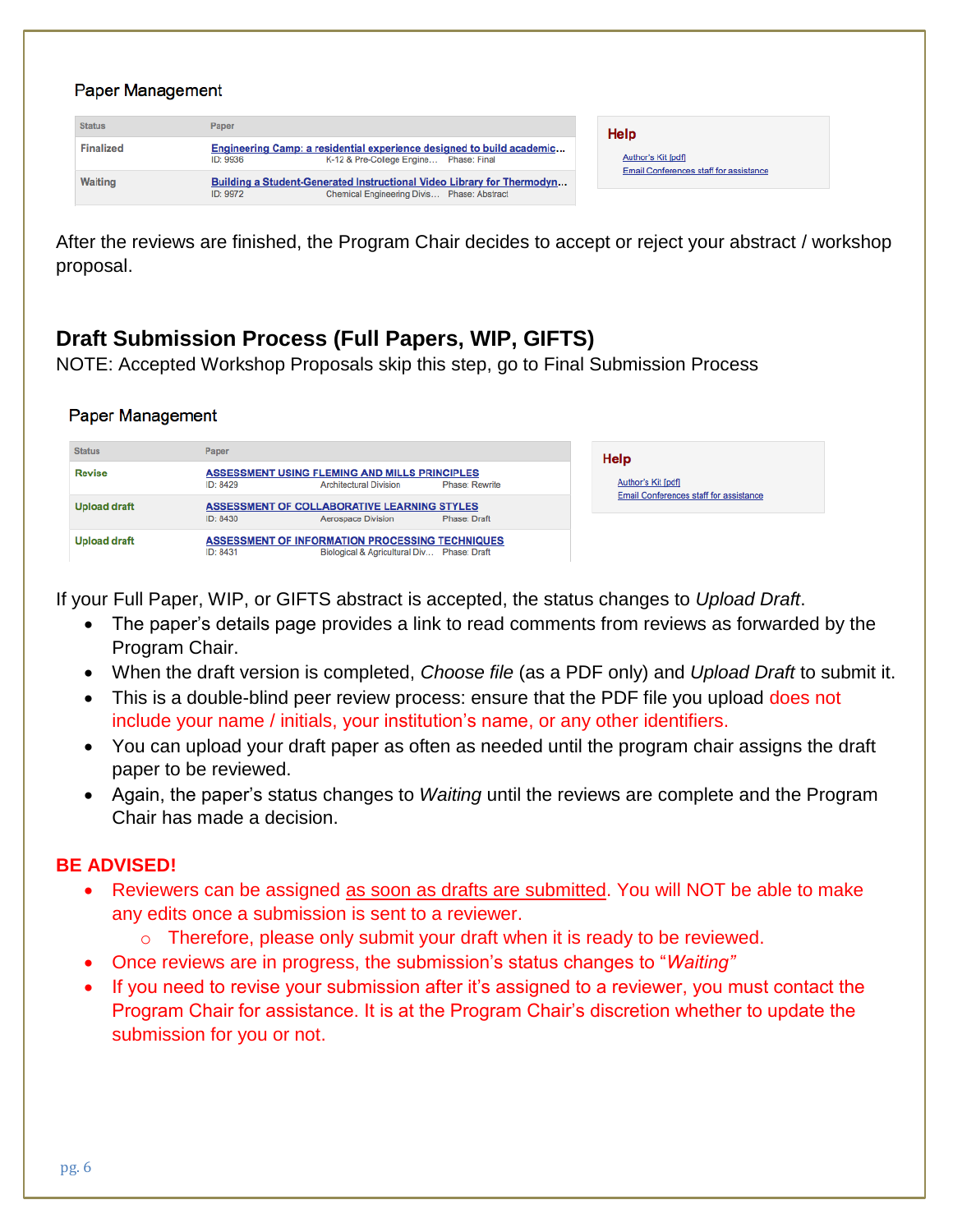Paper Management

| Status | Paper |
|---|---|
| Finalized | Engineering Camp: a residential experience designed to build academic... ID: 9936 K-12 & Pre-College Engine... Phase: Final |
| Waiting | Building a Student-Generated Instructional Video Library for Thermodyn... ID: 9972 Chemical Engineering Divs... Phase: Abstract |

**Help**

Author's Kit [pdf]
Email Conferences staff for assistance

After the reviews are finished, the Program Chair decides to accept or reject your abstract / workshop proposal.

## Draft Submission Process (Full Papers, WIP, GIFTS)

NOTE: Accepted Workshop Proposals skip this step, go to Final Submission Process

Paper Management

| Status | Paper |
|---|---|
| Revise | ASSESSMENT USING FLEMING AND MILLS PRINCIPLES ID: 8429 Architectural Division Phase: Rewrite |
| Upload draft | ASSESSMENT OF COLLABORATIVE LEARNING STYLES ID: 8430 Aerospace Division Phase: Draft |
| Upload draft | ASSESSMENT OF INFORMATION PROCESSING TECHNIQUES ID: 8431 Biological & Agricultural Div... Phase: Draft |

**Help**

Author's Kit [pdf]
Email Conferences staff for assistance

If your Full Paper, WIP, or GIFTS abstract is accepted, the status changes to *Upload Draft*.

- The paper's details page provides a link to read comments from reviews as forwarded by the Program Chair.
- When the draft version is completed, *Choose file* (as a PDF only) and *Upload Draft* to submit it.
- This is a double-blind peer review process: ensure that the PDF file you upload does not include your name / initials, your institution's name, or any other identifiers.
- You can upload your draft paper as often as needed until the program chair assigns the draft paper to be reviewed.
- Again, the paper's status changes to *Waiting* until the reviews are complete and the Program Chair has made a decision.

**BE ADVISED!**

- Reviewers can be assigned as soon as drafts are submitted. You will NOT be able to make any edits once a submission is sent to a reviewer.
  - Therefore, please only submit your draft when it is ready to be reviewed.
- Once reviews are in progress, the submission's status changes to "*Waiting*"
- If you need to revise your submission after it's assigned to a reviewer, you must contact the Program Chair for assistance. It is at the Program Chair's discretion whether to update the submission for you or not.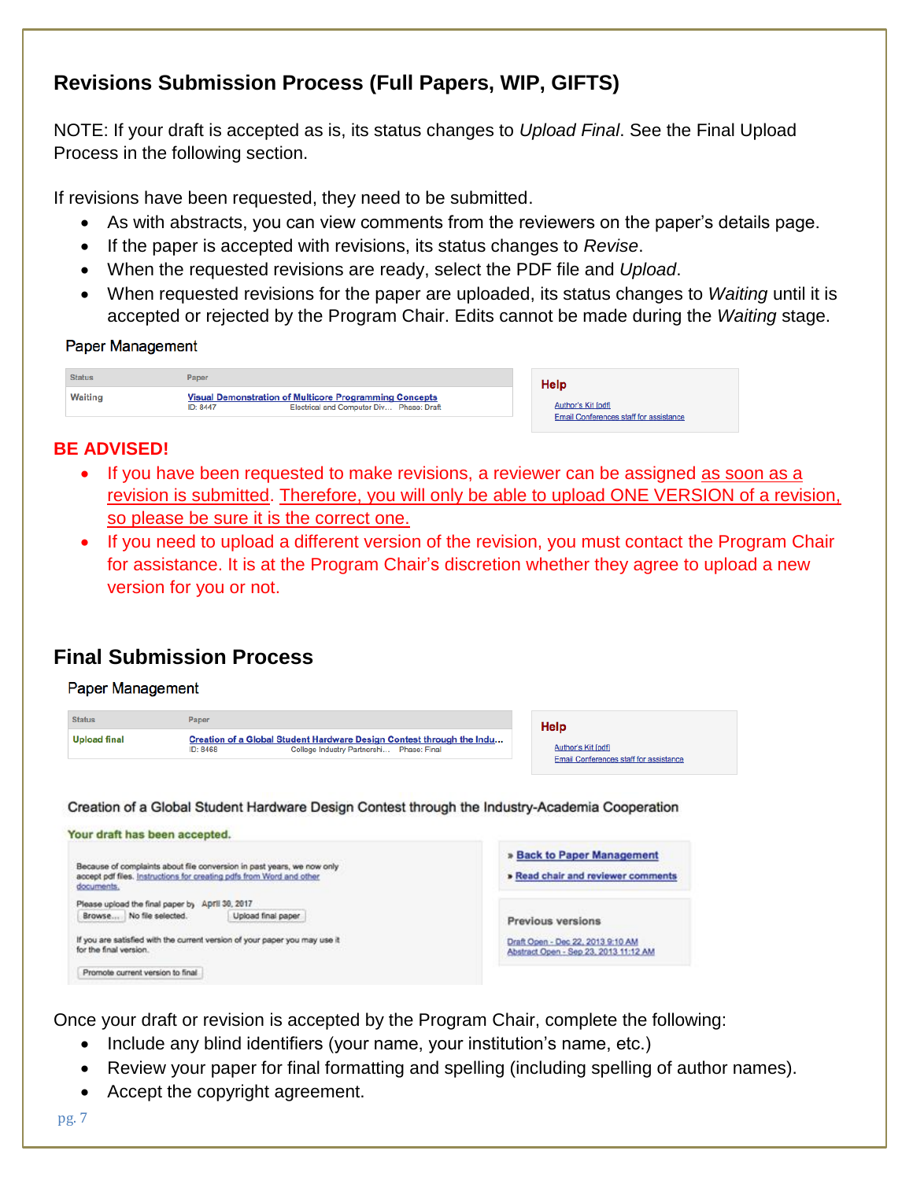## Revisions Submission Process (Full Papers, WIP, GIFTS)

NOTE: If your draft is accepted as is, its status changes to *Upload Final*. See the Final Upload Process in the following section.

If revisions have been requested, they need to be submitted.

- As with abstracts, you can view comments from the reviewers on the paper's details page.
- If the paper is accepted with revisions, its status changes to *Revise*.
- When the requested revisions are ready, select the PDF file and *Upload*.
- When requested revisions for the paper are uploaded, its status changes to *Waiting* until it is accepted or rejected by the Program Chair. Edits cannot be made during the *Waiting* stage.

Paper Management

| Status | Paper |
|---|---|
| Waiting | Visual Demonstration of Multicore Programming Concepts<br>ID: 8447 Electrical and Computer Div... Phase: Draft |

**Help**

Author's Kit [pdf]
Email Conferences staff for assistance

**BE ADVISED!**

- If you have been requested to make revisions, a reviewer can be assigned as soon as a revision is submitted. Therefore, you will only be able to upload ONE VERSION of a revision, so please be sure it is the correct one.
- If you need to upload a different version of the revision, you must contact the Program Chair for assistance. It is at the Program Chair's discretion whether they agree to upload a new version for you or not.

## Final Submission Process

Paper Management

| Status | Paper |
|---|---|
| Upload final | Creation of a Global Student Hardware Design Contest through the Indu...<br>ID: 8468 College Industry Partnershi... Phase: Final |

**Help**

Author's Kit [pdf]
Email Conferences staff for assistance

Creation of a Global Student Hardware Design Contest through the Industry-Academia Cooperation

Your draft has been accepted.

Because of complaints about file conversion in past years, we now only accept pdf files. Instructions for creating pdfs from Word and other documents.

Please upload the final paper by April 30, 2017
Browse... No file selected. Upload final paper

If you are satisfied with the current version of your paper you may use it for the final version.

Promote current version to final

» Back to Paper Management
» Read chair and reviewer comments

Previous versions

Draft Open - Dec 22, 2013 9:10 AM
Abstract Open - Sep 23, 2013 11:12 AM

Once your draft or revision is accepted by the Program Chair, complete the following:

- Include any blind identifiers (your name, your institution's name, etc.)
- Review your paper for final formatting and spelling (including spelling of author names).
- Accept the copyright agreement.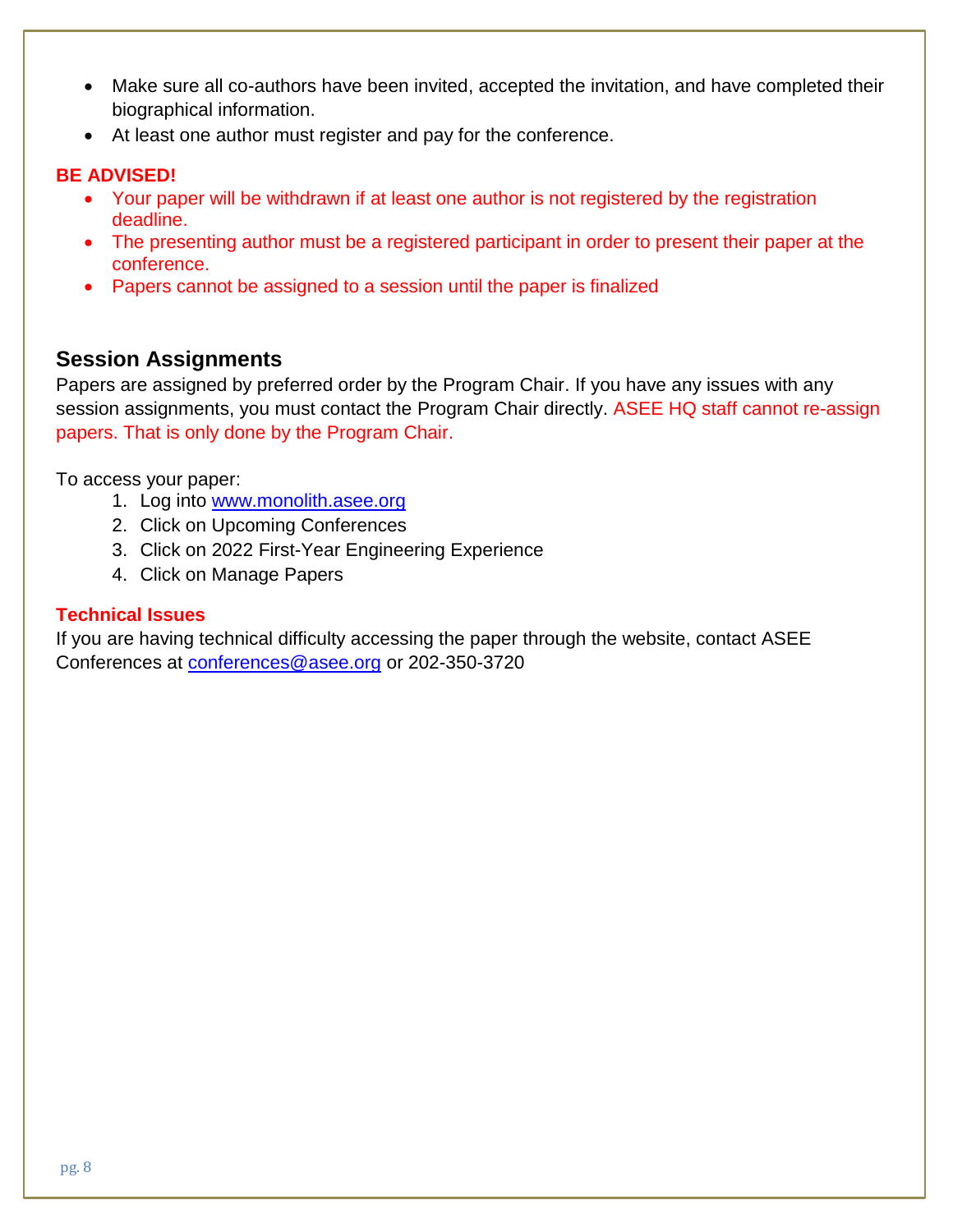- Make sure all co-authors have been invited, accepted the invitation, and have completed their biographical information.
- At least one author must register and pay for the conference.

**BE ADVISED!**

- Your paper will be withdrawn if at least one author is not registered by the registration deadline.
- The presenting author must be a registered participant in order to present their paper at the conference.
- Papers cannot be assigned to a session until the paper is finalized

## Session Assignments

Papers are assigned by preferred order by the Program Chair. If you have any issues with any session assignments, you must contact the Program Chair directly. ASEE HQ staff cannot re-assign papers. That is only done by the Program Chair.

To access your paper:

1. Log into [www.monolith.asee.org](www.monolith.asee.org)
2. Click on Upcoming Conferences
3. Click on 2022 First-Year Engineering Experience
4. Click on Manage Papers

**Technical Issues**

If you are having technical difficulty accessing the paper through the website, contact ASEE Conferences at [conferences@asee.org](mailto:conferences@asee.org) or 202-350-3720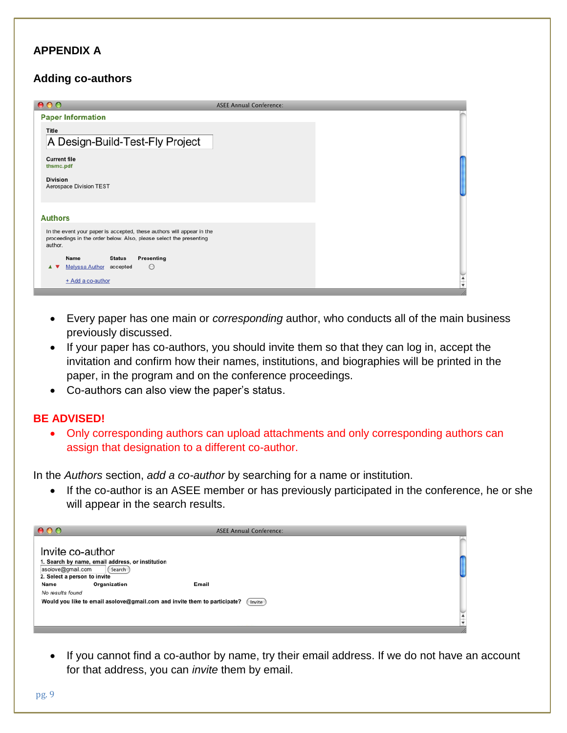# APPENDIX A

## Adding co-authors

- Every paper has one main or *corresponding* author, who conducts all of the main business previously discussed.
- If your paper has co-authors, you should invite them so that they can log in, accept the invitation and confirm how their names, institutions, and biographies will be printed in the paper, in the program and on the conference proceedings.
- Co-authors can also view the paper's status.

**BE ADVISED!**

- Only corresponding authors can upload attachments and only corresponding authors can assign that designation to a different co-author.

In the *Authors* section, *add a co-author* by searching for a name or institution.

- If the co-author is an ASEE member or has previously participated in the conference, he or she will appear in the search results.

- If you cannot find a co-author by name, try their email address. If we do not have an account for that address, you can *invite* them by email.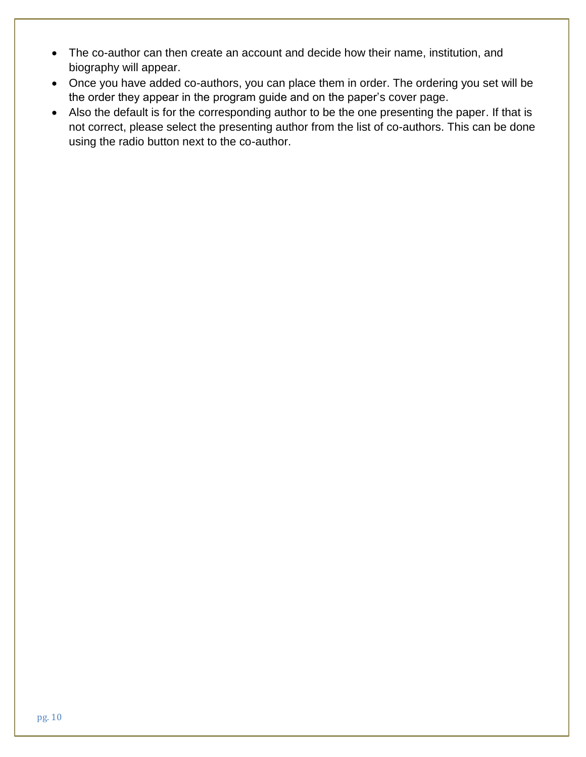- The co-author can then create an account and decide how their name, institution, and biography will appear.
- Once you have added co-authors, you can place them in order. The ordering you set will be the order they appear in the program guide and on the paper's cover page.
- Also the default is for the corresponding author to be the one presenting the paper. If that is not correct, please select the presenting author from the list of co-authors. This can be done using the radio button next to the co-author.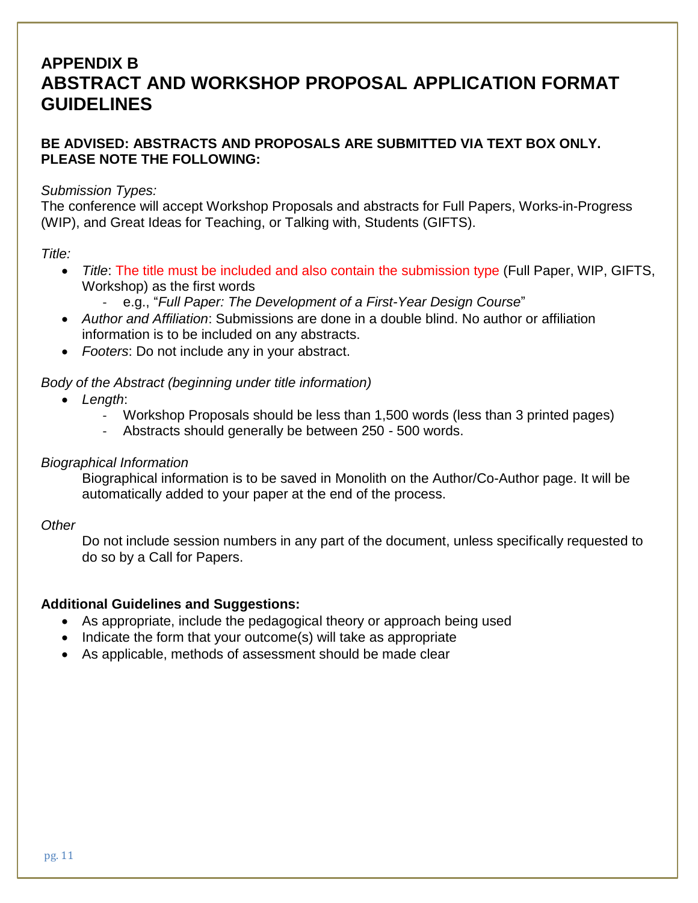# APPENDIX B
# ABSTRACT AND WORKSHOP PROPOSAL APPLICATION FORMAT GUIDELINES

**BE ADVISED: ABSTRACTS AND PROPOSALS ARE SUBMITTED VIA TEXT BOX ONLY. PLEASE NOTE THE FOLLOWING:**

*Submission Types:*
The conference will accept Workshop Proposals and abstracts for Full Papers, Works-in-Progress (WIP), and Great Ideas for Teaching, or Talking with, Students (GIFTS).

*Title:*

- *Title*: The title must be included and also contain the submission type (Full Paper, WIP, GIFTS, Workshop) as the first words
    - e.g., "*Full Paper: The Development of a First-Year Design Course*"
- *Author and Affiliation*: Submissions are done in a double blind. No author or affiliation information is to be included on any abstracts.
- *Footers*: Do not include any in your abstract.

*Body of the Abstract (beginning under title information)*

- *Length*:
    - Workshop Proposals should be less than 1,500 words (less than 3 printed pages)
    - Abstracts should generally be between 250 - 500 words.

*Biographical Information*

Biographical information is to be saved in Monolith on the Author/Co-Author page. It will be automatically added to your paper at the end of the process.

*Other*

Do not include session numbers in any part of the document, unless specifically requested to do so by a Call for Papers.

**Additional Guidelines and Suggestions:**

- As appropriate, include the pedagogical theory or approach being used
- Indicate the form that your outcome(s) will take as appropriate
- As applicable, methods of assessment should be made clear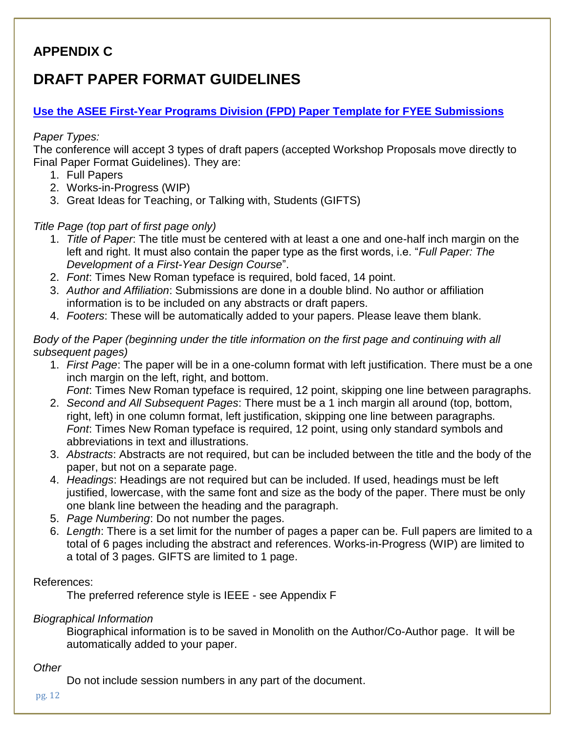## APPENDIX C

# DRAFT PAPER FORMAT GUIDELINES

**[Use the ASEE First-Year Programs Division (FPD) Paper Template for FYEE Submissions]**

*Paper Types:*
The conference will accept 3 types of draft papers (accepted Workshop Proposals move directly to Final Paper Format Guidelines). They are:

1. Full Papers
2. Works-in-Progress (WIP)
3. Great Ideas for Teaching, or Talking with, Students (GIFTS)

*Title Page (top part of first page only)*

1. *Title of Paper*: The title must be centered with at least a one and one-half inch margin on the left and right. It must also contain the paper type as the first words, i.e. "*Full Paper: The Development of a First-Year Design Course*".
2. *Font*: Times New Roman typeface is required, bold faced, 14 point.
3. *Author and Affiliation*: Submissions are done in a double blind. No author or affiliation information is to be included on any abstracts or draft papers.
4. *Footers*: These will be automatically added to your papers. Please leave them blank.

*Body of the Paper (beginning under the title information on the first page and continuing with all subsequent pages)*

1. *First Page*: The paper will be in a one-column format with left justification. There must be a one inch margin on the left, right, and bottom.
   *Font*: Times New Roman typeface is required, 12 point, skipping one line between paragraphs.
2. *Second and All Subsequent Pages*: There must be a 1 inch margin all around (top, bottom, right, left) in one column format, left justification, skipping one line between paragraphs.
   *Font*: Times New Roman typeface is required, 12 point, using only standard symbols and abbreviations in text and illustrations.
3. *Abstracts*: Abstracts are not required, but can be included between the title and the body of the paper, but not on a separate page.
4. *Headings*: Headings are not required but can be included. If used, headings must be left justified, lowercase, with the same font and size as the body of the paper. There must be only one blank line between the heading and the paragraph.
5. *Page Numbering*: Do not number the pages.
6. *Length*: There is a set limit for the number of pages a paper can be. Full papers are limited to a total of 6 pages including the abstract and references. Works-in-Progress (WIP) are limited to a total of 3 pages. GIFTS are limited to 1 page.

References:

The preferred reference style is IEEE - see Appendix F

*Biographical Information*

Biographical information is to be saved in Monolith on the Author/Co-Author page. It will be automatically added to your paper.

*Other*

Do not include session numbers in any part of the document.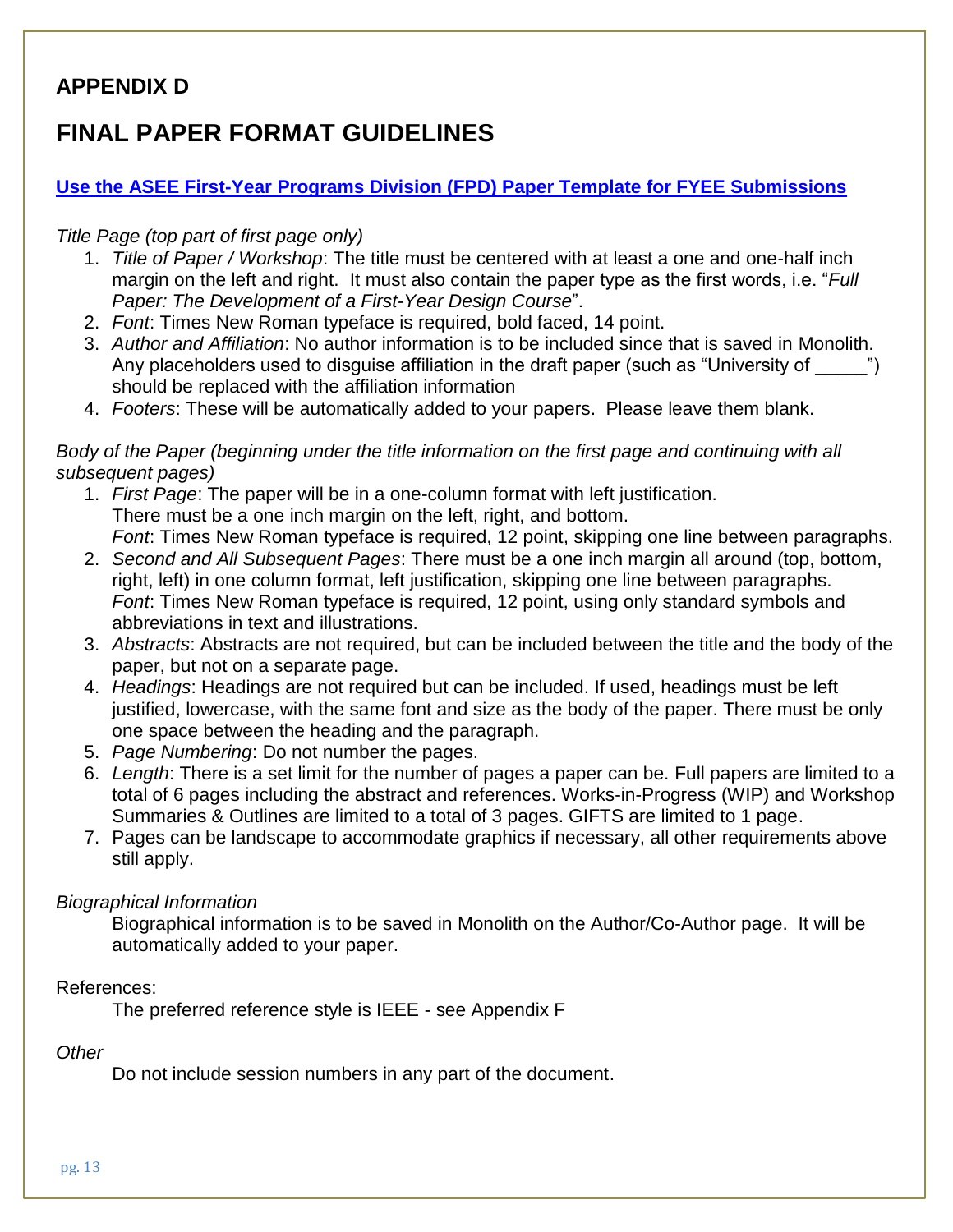## APPENDIX D

# FINAL PAPER FORMAT GUIDELINES

**Use the ASEE First-Year Programs Division (FPD) Paper Template for FYEE Submissions**

*Title Page (top part of first page only)*

1. *Title of Paper / Workshop*: The title must be centered with at least a one and one-half inch margin on the left and right. It must also contain the paper type as the first words, i.e. "*Full Paper: The Development of a First-Year Design Course*".
2. *Font*: Times New Roman typeface is required, bold faced, 14 point.
3. *Author and Affiliation*: No author information is to be included since that is saved in Monolith. Any placeholders used to disguise affiliation in the draft paper (such as "University of _____") should be replaced with the affiliation information
4. *Footers*: These will be automatically added to your papers. Please leave them blank.

*Body of the Paper (beginning under the title information on the first page and continuing with all subsequent pages)*

1. *First Page*: The paper will be in a one-column format with left justification. There must be a one inch margin on the left, right, and bottom.  
   *Font*: Times New Roman typeface is required, 12 point, skipping one line between paragraphs.
2. *Second and All Subsequent Pages*: There must be a one inch margin all around (top, bottom, right, left) in one column format, left justification, skipping one line between paragraphs.  
   *Font*: Times New Roman typeface is required, 12 point, using only standard symbols and abbreviations in text and illustrations.
3. *Abstracts*: Abstracts are not required, but can be included between the title and the body of the paper, but not on a separate page.
4. *Headings*: Headings are not required but can be included. If used, headings must be left justified, lowercase, with the same font and size as the body of the paper. There must be only one space between the heading and the paragraph.
5. *Page Numbering*: Do not number the pages.
6. *Length*: There is a set limit for the number of pages a paper can be. Full papers are limited to a total of 6 pages including the abstract and references. Works-in-Progress (WIP) and Workshop Summaries & Outlines are limited to a total of 3 pages. GIFTS are limited to 1 page.
7. Pages can be landscape to accommodate graphics if necessary, all other requirements above still apply.

*Biographical Information*

Biographical information is to be saved in Monolith on the Author/Co-Author page. It will be automatically added to your paper.

References:

The preferred reference style is IEEE - see Appendix F

*Other*

Do not include session numbers in any part of the document.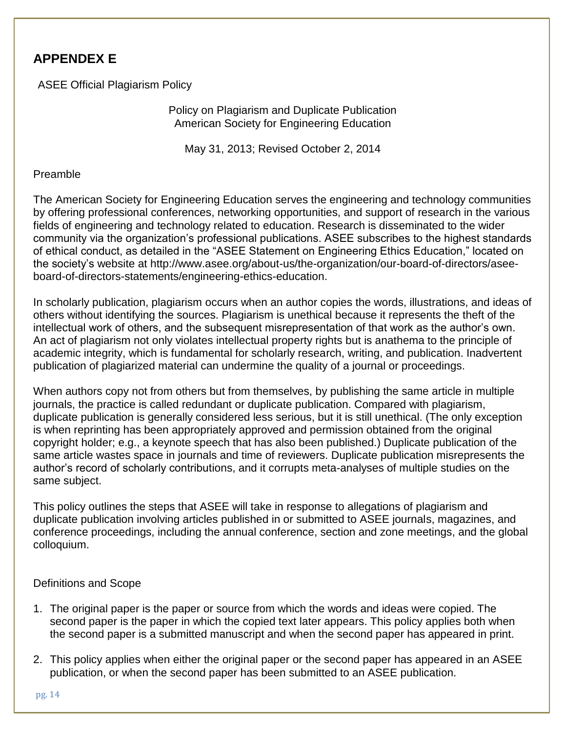## APPENDEX E

ASEE Official Plagiarism Policy

Policy on Plagiarism and Duplicate Publication
American Society for Engineering Education

May 31, 2013; Revised October 2, 2014

### Preamble

The American Society for Engineering Education serves the engineering and technology communities by offering professional conferences, networking opportunities, and support of research in the various fields of engineering and technology related to education. Research is disseminated to the wider community via the organization's professional publications. ASEE subscribes to the highest standards of ethical conduct, as detailed in the "ASEE Statement on Engineering Ethics Education," located on the society's website at http://www.asee.org/about-us/the-organization/our-board-of-directors/asee-board-of-directors-statements/engineering-ethics-education.

In scholarly publication, plagiarism occurs when an author copies the words, illustrations, and ideas of others without identifying the sources. Plagiarism is unethical because it represents the theft of the intellectual work of others, and the subsequent misrepresentation of that work as the author's own. An act of plagiarism not only violates intellectual property rights but is anathema to the principle of academic integrity, which is fundamental for scholarly research, writing, and publication. Inadvertent publication of plagiarized material can undermine the quality of a journal or proceedings.

When authors copy not from others but from themselves, by publishing the same article in multiple journals, the practice is called redundant or duplicate publication. Compared with plagiarism, duplicate publication is generally considered less serious, but it is still unethical. (The only exception is when reprinting has been appropriately approved and permission obtained from the original copyright holder; e.g., a keynote speech that has also been published.) Duplicate publication of the same article wastes space in journals and time of reviewers. Duplicate publication misrepresents the author's record of scholarly contributions, and it corrupts meta-analyses of multiple studies on the same subject.

This policy outlines the steps that ASEE will take in response to allegations of plagiarism and duplicate publication involving articles published in or submitted to ASEE journals, magazines, and conference proceedings, including the annual conference, section and zone meetings, and the global colloquium.

### Definitions and Scope

1. The original paper is the paper or source from which the words and ideas were copied. The second paper is the paper in which the copied text later appears. This policy applies both when the second paper is a submitted manuscript and when the second paper has appeared in print.
2. This policy applies when either the original paper or the second paper has appeared in an ASEE publication, or when the second paper has been submitted to an ASEE publication.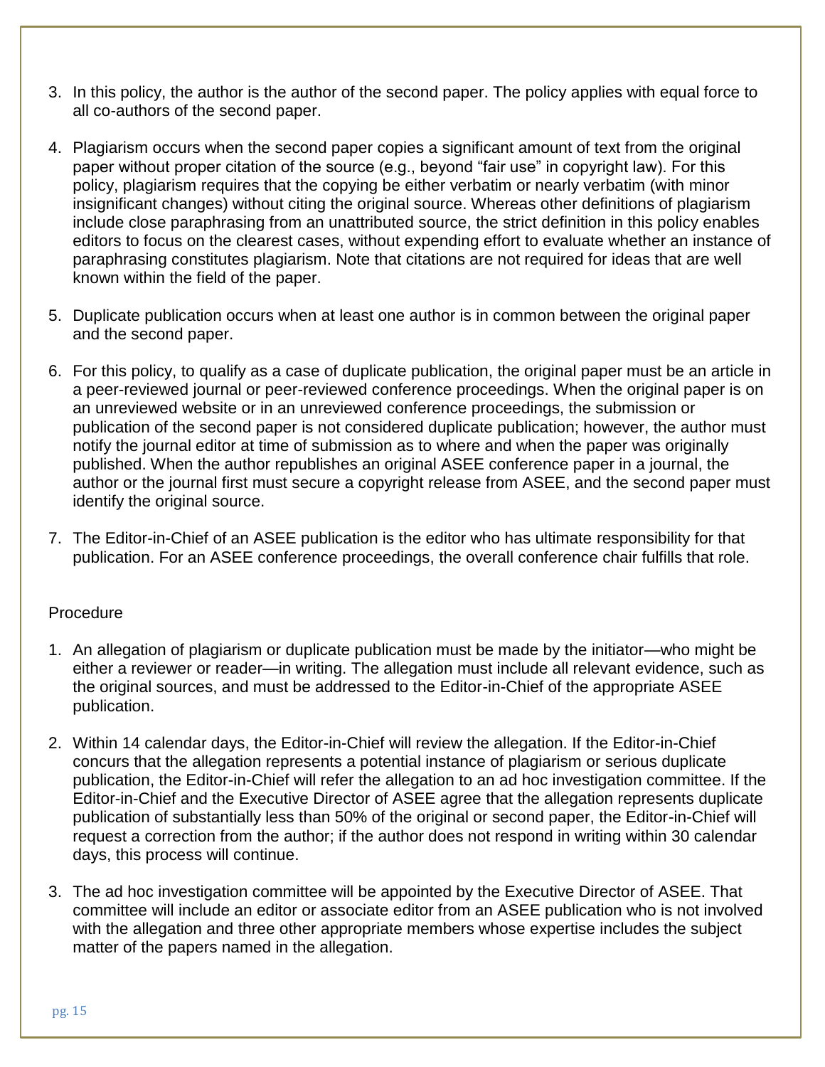3. In this policy, the author is the author of the second paper. The policy applies with equal force to all co-authors of the second paper.

4. Plagiarism occurs when the second paper copies a significant amount of text from the original paper without proper citation of the source (e.g., beyond "fair use" in copyright law). For this policy, plagiarism requires that the copying be either verbatim or nearly verbatim (with minor insignificant changes) without citing the original source. Whereas other definitions of plagiarism include close paraphrasing from an unattributed source, the strict definition in this policy enables editors to focus on the clearest cases, without expending effort to evaluate whether an instance of paraphrasing constitutes plagiarism. Note that citations are not required for ideas that are well known within the field of the paper.

5. Duplicate publication occurs when at least one author is in common between the original paper and the second paper.

6. For this policy, to qualify as a case of duplicate publication, the original paper must be an article in a peer-reviewed journal or peer-reviewed conference proceedings. When the original paper is on an unreviewed website or in an unreviewed conference proceedings, the submission or publication of the second paper is not considered duplicate publication; however, the author must notify the journal editor at time of submission as to where and when the paper was originally published. When the author republishes an original ASEE conference paper in a journal, the author or the journal first must secure a copyright release from ASEE, and the second paper must identify the original source.

7. The Editor-in-Chief of an ASEE publication is the editor who has ultimate responsibility for that publication. For an ASEE conference proceedings, the overall conference chair fulfills that role.

Procedure

1. An allegation of plagiarism or duplicate publication must be made by the initiator—who might be either a reviewer or reader—in writing. The allegation must include all relevant evidence, such as the original sources, and must be addressed to the Editor-in-Chief of the appropriate ASEE publication.

2. Within 14 calendar days, the Editor-in-Chief will review the allegation. If the Editor-in-Chief concurs that the allegation represents a potential instance of plagiarism or serious duplicate publication, the Editor-in-Chief will refer the allegation to an ad hoc investigation committee. If the Editor-in-Chief and the Executive Director of ASEE agree that the allegation represents duplicate publication of substantially less than 50% of the original or second paper, the Editor-in-Chief will request a correction from the author; if the author does not respond in writing within 30 calendar days, this process will continue.

3. The ad hoc investigation committee will be appointed by the Executive Director of ASEE. That committee will include an editor or associate editor from an ASEE publication who is not involved with the allegation and three other appropriate members whose expertise includes the subject matter of the papers named in the allegation.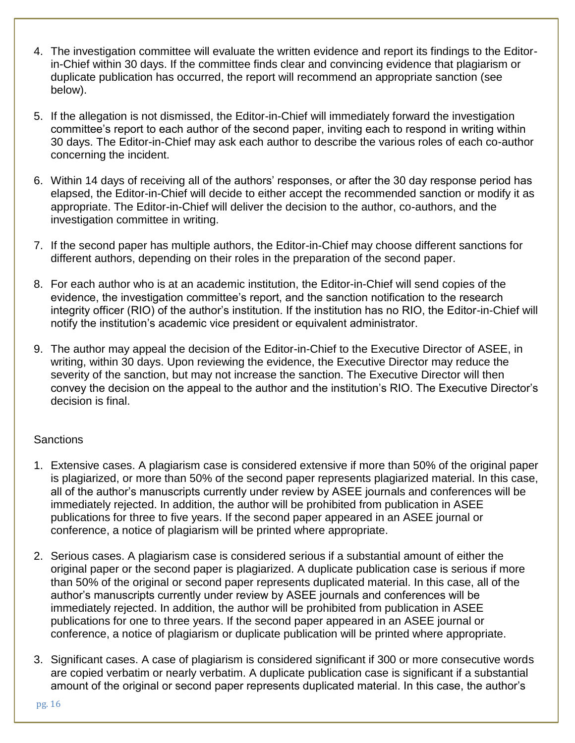4. The investigation committee will evaluate the written evidence and report its findings to the Editor-in-Chief within 30 days. If the committee finds clear and convincing evidence that plagiarism or duplicate publication has occurred, the report will recommend an appropriate sanction (see below).

5. If the allegation is not dismissed, the Editor-in-Chief will immediately forward the investigation committee's report to each author of the second paper, inviting each to respond in writing within 30 days. The Editor-in-Chief may ask each author to describe the various roles of each co-author concerning the incident.

6. Within 14 days of receiving all of the authors' responses, or after the 30 day response period has elapsed, the Editor-in-Chief will decide to either accept the recommended sanction or modify it as appropriate. The Editor-in-Chief will deliver the decision to the author, co-authors, and the investigation committee in writing.

7. If the second paper has multiple authors, the Editor-in-Chief may choose different sanctions for different authors, depending on their roles in the preparation of the second paper.

8. For each author who is at an academic institution, the Editor-in-Chief will send copies of the evidence, the investigation committee's report, and the sanction notification to the research integrity officer (RIO) of the author's institution. If the institution has no RIO, the Editor-in-Chief will notify the institution's academic vice president or equivalent administrator.

9. The author may appeal the decision of the Editor-in-Chief to the Executive Director of ASEE, in writing, within 30 days. Upon reviewing the evidence, the Executive Director may reduce the severity of the sanction, but may not increase the sanction. The Executive Director will then convey the decision on the appeal to the author and the institution's RIO. The Executive Director's decision is final.

Sanctions

1. Extensive cases. A plagiarism case is considered extensive if more than 50% of the original paper is plagiarized, or more than 50% of the second paper represents plagiarized material. In this case, all of the author's manuscripts currently under review by ASEE journals and conferences will be immediately rejected. In addition, the author will be prohibited from publication in ASEE publications for three to five years. If the second paper appeared in an ASEE journal or conference, a notice of plagiarism will be printed where appropriate.

2. Serious cases. A plagiarism case is considered serious if a substantial amount of either the original paper or the second paper is plagiarized. A duplicate publication case is serious if more than 50% of the original or second paper represents duplicated material. In this case, all of the author's manuscripts currently under review by ASEE journals and conferences will be immediately rejected. In addition, the author will be prohibited from publication in ASEE publications for one to three years. If the second paper appeared in an ASEE journal or conference, a notice of plagiarism or duplicate publication will be printed where appropriate.

3. Significant cases. A case of plagiarism is considered significant if 300 or more consecutive words are copied verbatim or nearly verbatim. A duplicate publication case is significant if a substantial amount of the original or second paper represents duplicated material. In this case, the author's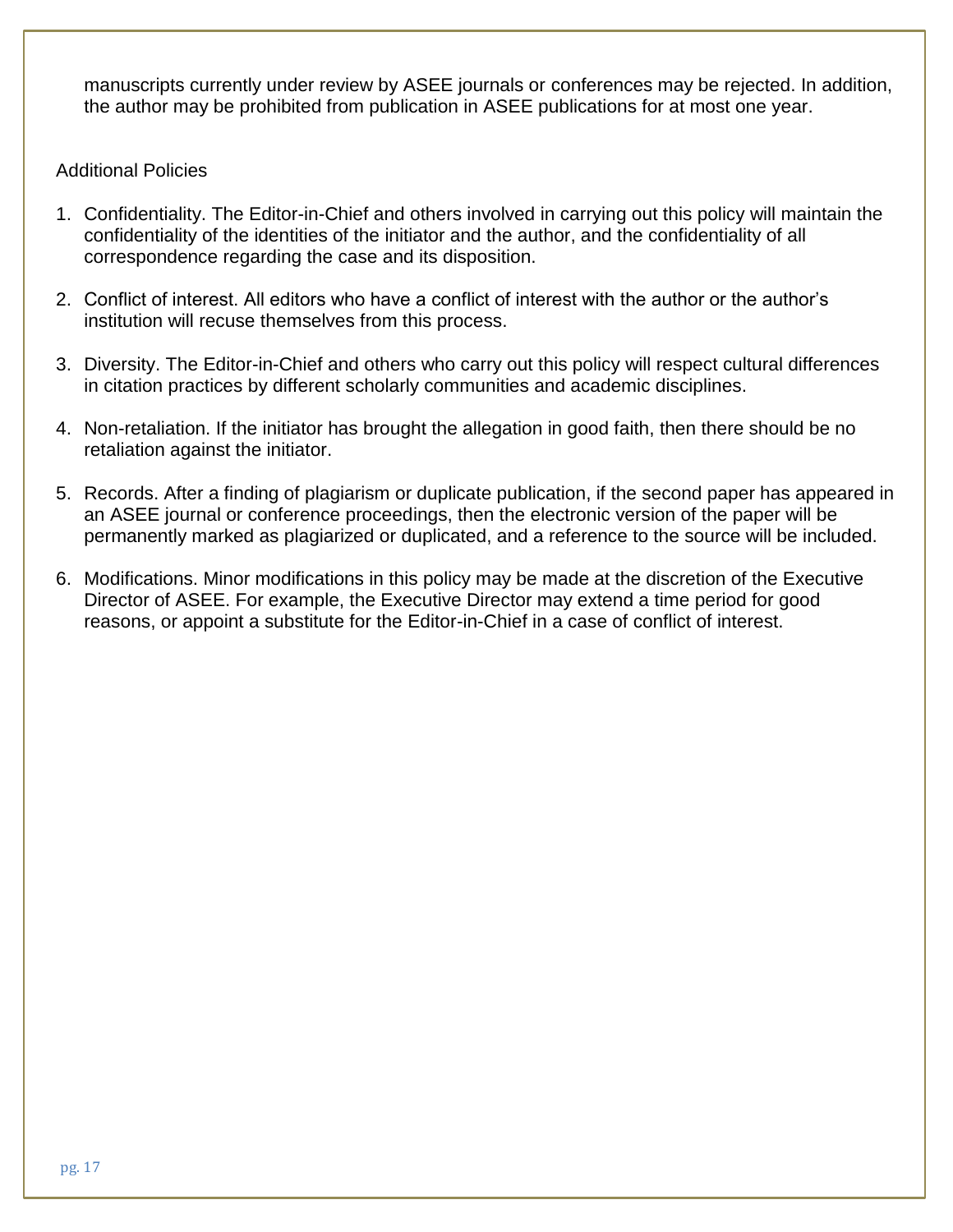manuscripts currently under review by ASEE journals or conferences may be rejected. In addition, the author may be prohibited from publication in ASEE publications for at most one year.

Additional Policies

1. Confidentiality. The Editor-in-Chief and others involved in carrying out this policy will maintain the confidentiality of the identities of the initiator and the author, and the confidentiality of all correspondence regarding the case and its disposition.

2. Conflict of interest. All editors who have a conflict of interest with the author or the author's institution will recuse themselves from this process.

3. Diversity. The Editor-in-Chief and others who carry out this policy will respect cultural differences in citation practices by different scholarly communities and academic disciplines.

4. Non-retaliation. If the initiator has brought the allegation in good faith, then there should be no retaliation against the initiator.

5. Records. After a finding of plagiarism or duplicate publication, if the second paper has appeared in an ASEE journal or conference proceedings, then the electronic version of the paper will be permanently marked as plagiarized or duplicated, and a reference to the source will be included.

6. Modifications. Minor modifications in this policy may be made at the discretion of the Executive Director of ASEE. For example, the Executive Director may extend a time period for good reasons, or appoint a substitute for the Editor-in-Chief in a case of conflict of interest.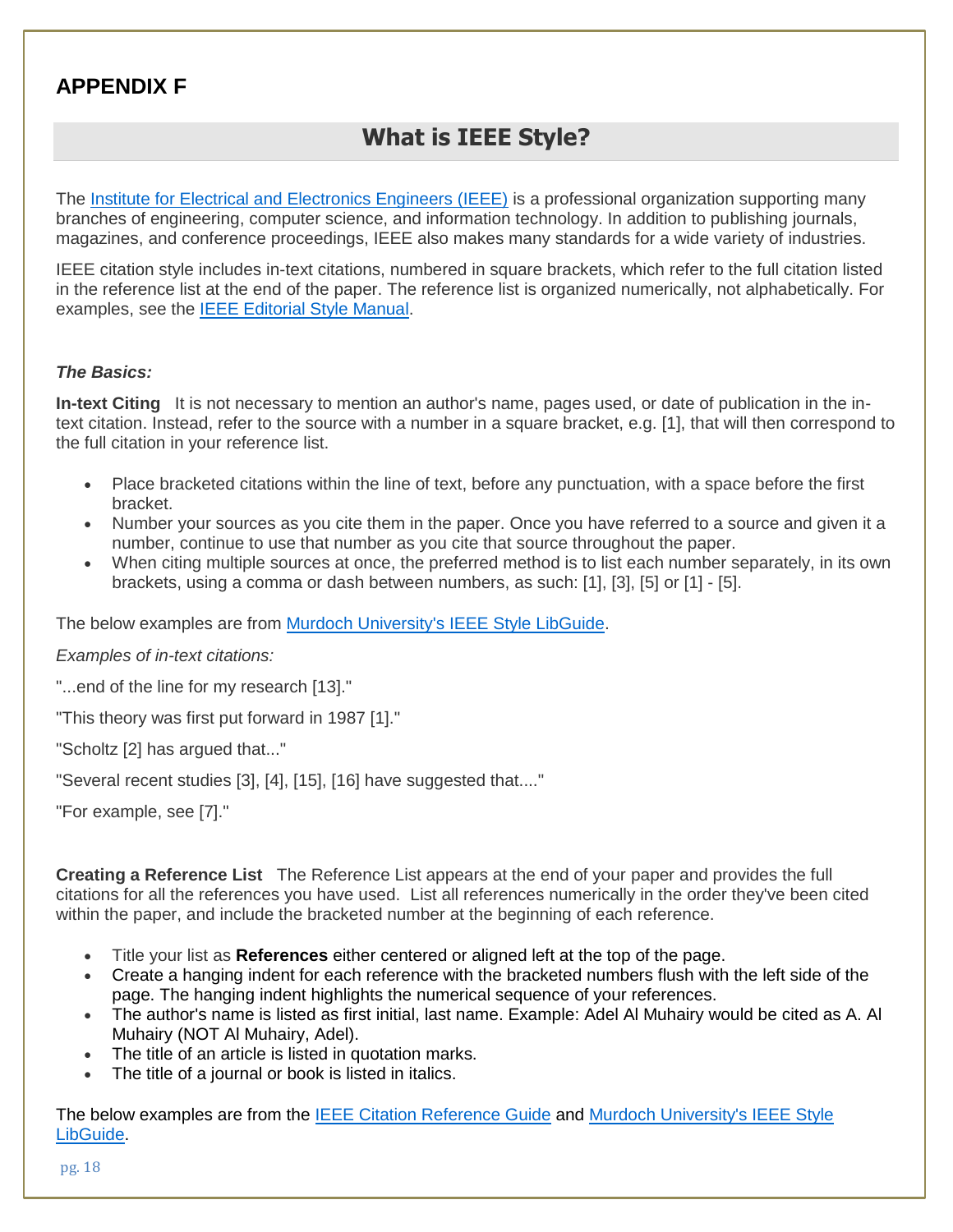## APPENDIX F

# What is IEEE Style?

The Institute for Electrical and Electronics Engineers (IEEE) is a professional organization supporting many branches of engineering, computer science, and information technology. In addition to publishing journals, magazines, and conference proceedings, IEEE also makes many standards for a wide variety of industries.

IEEE citation style includes in-text citations, numbered in square brackets, which refer to the full citation listed in the reference list at the end of the paper. The reference list is organized numerically, not alphabetically. For examples, see the IEEE Editorial Style Manual.

### *The Basics:*

**In-text Citing** It is not necessary to mention an author's name, pages used, or date of publication in the in-text citation. Instead, refer to the source with a number in a square bracket, e.g. [1], that will then correspond to the full citation in your reference list.

- Place bracketed citations within the line of text, before any punctuation, with a space before the first bracket.
- Number your sources as you cite them in the paper. Once you have referred to a source and given it a number, continue to use that number as you cite that source throughout the paper.
- When citing multiple sources at once, the preferred method is to list each number separately, in its own brackets, using a comma or dash between numbers, as such: [1], [3], [5] or [1] - [5].

The below examples are from Murdoch University's IEEE Style LibGuide.

*Examples of in-text citations:*

"...end of the line for my research [13]."

"This theory was first put forward in 1987 [1]."

"Scholtz [2] has argued that..."

"Several recent studies [3], [4], [15], [16] have suggested that...."

"For example, see [7]."

**Creating a Reference List** The Reference List appears at the end of your paper and provides the full citations for all the references you have used. List all references numerically in the order they've been cited within the paper, and include the bracketed number at the beginning of each reference.

- Title your list as **References** either centered or aligned left at the top of the page.
- Create a hanging indent for each reference with the bracketed numbers flush with the left side of the page. The hanging indent highlights the numerical sequence of your references.
- The author's name is listed as first initial, last name. Example: Adel Al Muhairy would be cited as A. Al Muhairy (NOT Al Muhairy, Adel).
- The title of an article is listed in quotation marks.
- The title of a journal or book is listed in italics.

The below examples are from the IEEE Citation Reference Guide and Murdoch University's IEEE Style LibGuide.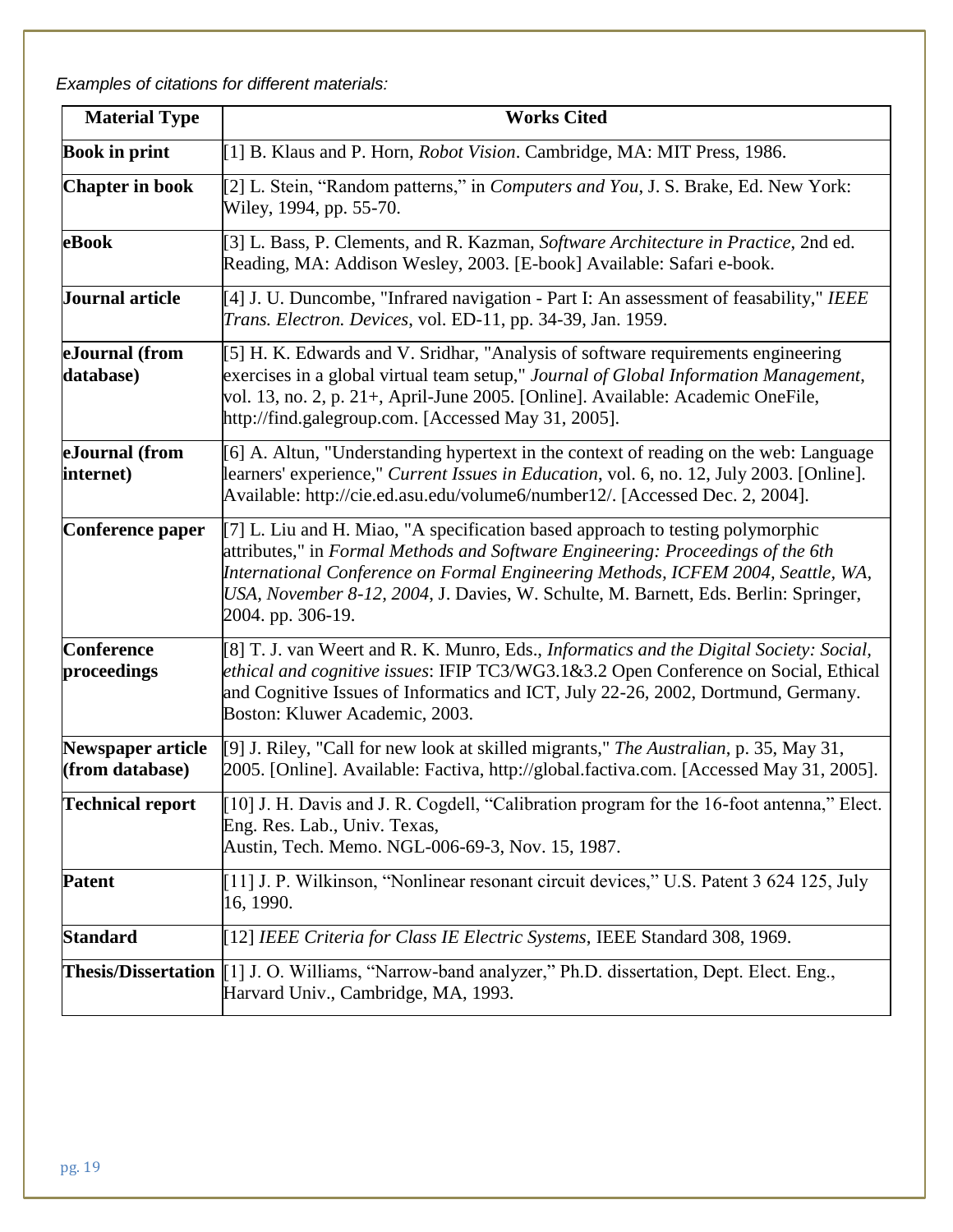*Examples of citations for different materials:*

| Material Type | Works Cited |
|---|---|
| **Book in print** | [1] B. Klaus and P. Horn, *Robot Vision*. Cambridge, MA: MIT Press, 1986. |
| **Chapter in book** | [2] L. Stein, "Random patterns," in *Computers and You*, J. S. Brake, Ed. New York: Wiley, 1994, pp. 55-70. |
| **eBook** | [3] L. Bass, P. Clements, and R. Kazman, *Software Architecture in Practice*, 2nd ed. Reading, MA: Addison Wesley, 2003. [E-book] Available: Safari e-book. |
| **Journal article** | [4] J. U. Duncombe, "Infrared navigation - Part I: An assessment of feasability," *IEEE Trans. Electron. Devices*, vol. ED-11, pp. 34-39, Jan. 1959. |
| **eJournal (from database)** | [5] H. K. Edwards and V. Sridhar, "Analysis of software requirements engineering exercises in a global virtual team setup," *Journal of Global Information Management*, vol. 13, no. 2, p. 21+, April-June 2005. [Online]. Available: Academic OneFile, http://find.galegroup.com. [Accessed May 31, 2005]. |
| **eJournal (from internet)** | [6] A. Altun, "Understanding hypertext in the context of reading on the web: Language learners' experience," *Current Issues in Education*, vol. 6, no. 12, July 2003. [Online]. Available: http://cie.ed.asu.edu/volume6/number12/. [Accessed Dec. 2, 2004]. |
| **Conference paper** | [7] L. Liu and H. Miao, "A specification based approach to testing polymorphic attributes," in *Formal Methods and Software Engineering: Proceedings of the 6th International Conference on Formal Engineering Methods, ICFEM 2004, Seattle, WA, USA, November 8-12, 2004*, J. Davies, W. Schulte, M. Barnett, Eds. Berlin: Springer, 2004. pp. 306-19. |
| **Conference proceedings** | [8] T. J. van Weert and R. K. Munro, Eds., *Informatics and the Digital Society: Social, ethical and cognitive issues*: IFIP TC3/WG3.1&3.2 Open Conference on Social, Ethical and Cognitive Issues of Informatics and ICT, July 22-26, 2002, Dortmund, Germany. Boston: Kluwer Academic, 2003. |
| **Newspaper article (from database)** | [9] J. Riley, "Call for new look at skilled migrants," *The Australian*, p. 35, May 31, 2005. [Online]. Available: Factiva, http://global.factiva.com. [Accessed May 31, 2005]. |
| **Technical report** | [10] J. H. Davis and J. R. Cogdell, "Calibration program for the 16-foot antenna," Elect. Eng. Res. Lab., Univ. Texas, Austin, Tech. Memo. NGL-006-69-3, Nov. 15, 1987. |
| **Patent** | [11] J. P. Wilkinson, "Nonlinear resonant circuit devices," U.S. Patent 3 624 125, July 16, 1990. |
| **Standard** | [12] *IEEE Criteria for Class IE Electric Systems*, IEEE Standard 308, 1969. |
| **Thesis/Dissertation** | [1] J. O. Williams, "Narrow-band analyzer," Ph.D. dissertation, Dept. Elect. Eng., Harvard Univ., Cambridge, MA, 1993. |